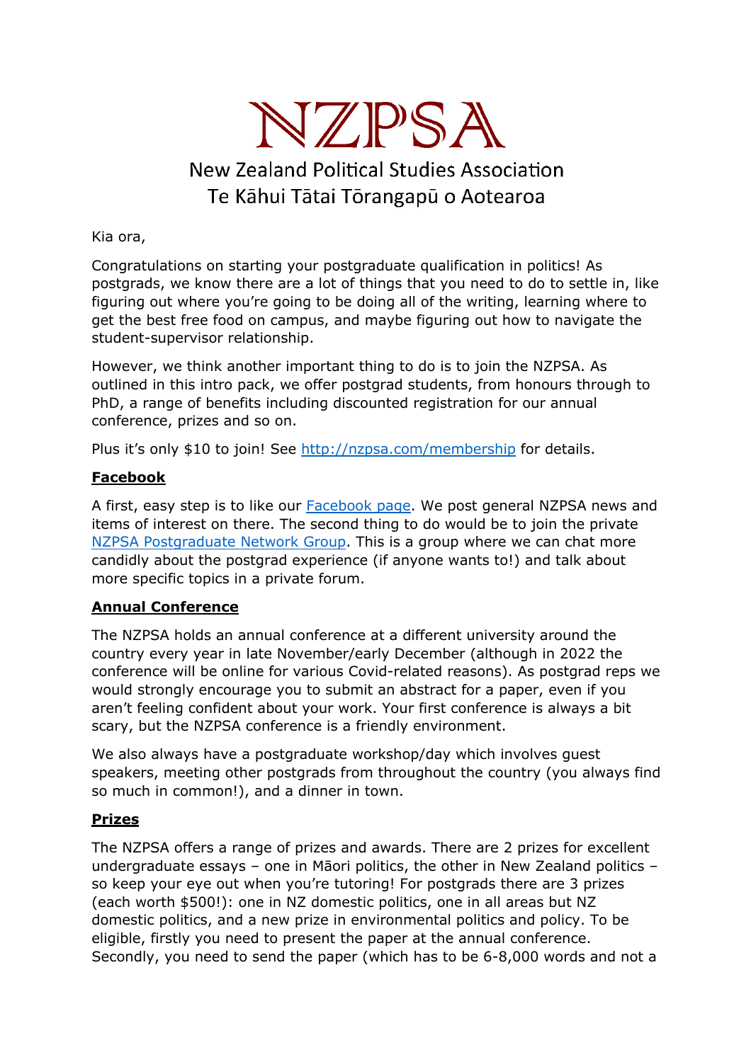# NZPSA

New Zealand Political Studies Association
Te Kāhui Tātai Tōrangapū o Aotearoa

Kia ora,

Congratulations on starting your postgraduate qualification in politics! As postgrads, we know there are a lot of things that you need to do to settle in, like figuring out where you're going to be doing all of the writing, learning where to get the best free food on campus, and maybe figuring out how to navigate the student-supervisor relationship.

However, we think another important thing to do is to join the NZPSA. As outlined in this intro pack, we offer postgrad students, from honours through to PhD, a range of benefits including discounted registration for our annual conference, prizes and so on.

Plus it's only $10 to join! See [http://nzpsa.com/membership](http://nzpsa.com/membership) for details.

## Facebook

A first, easy step is to like our Facebook page. We post general NZPSA news and items of interest on there. The second thing to do would be to join the private NZPSA Postgraduate Network Group. This is a group where we can chat more candidly about the postgrad experience (if anyone wants to!) and talk about more specific topics in a private forum.

## Annual Conference

The NZPSA holds an annual conference at a different university around the country every year in late November/early December (although in 2022 the conference will be online for various Covid-related reasons). As postgrad reps we would strongly encourage you to submit an abstract for a paper, even if you aren't feeling confident about your work. Your first conference is always a bit scary, but the NZPSA conference is a friendly environment.

We also always have a postgraduate workshop/day which involves guest speakers, meeting other postgrads from throughout the country (you always find so much in common!), and a dinner in town.

## Prizes

The NZPSA offers a range of prizes and awards. There are 2 prizes for excellent undergraduate essays – one in Māori politics, the other in New Zealand politics – so keep your eye out when you're tutoring! For postgrads there are 3 prizes (each worth $500!): one in NZ domestic politics, one in all areas but NZ domestic politics, and a new prize in environmental politics and policy. To be eligible, firstly you need to present the paper at the annual conference. Secondly, you need to send the paper (which has to be 6-8,000 words and not a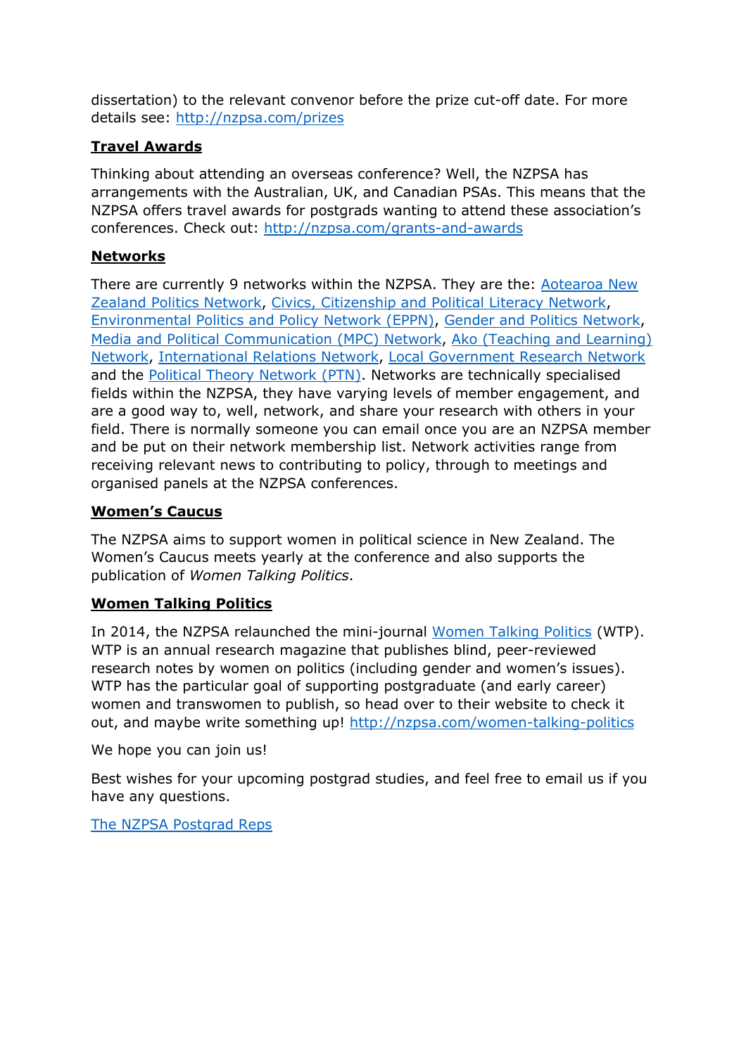dissertation) to the relevant convenor before the prize cut-off date. For more details see: http://nzpsa.com/prizes

## Travel Awards

Thinking about attending an overseas conference? Well, the NZPSA has arrangements with the Australian, UK, and Canadian PSAs. This means that the NZPSA offers travel awards for postgrads wanting to attend these association's conferences. Check out: http://nzpsa.com/grants-and-awards

## Networks

There are currently 9 networks within the NZPSA. They are the: Aotearoa New Zealand Politics Network, Civics, Citizenship and Political Literacy Network, Environmental Politics and Policy Network (EPPN), Gender and Politics Network, Media and Political Communication (MPC) Network, Ako (Teaching and Learning) Network, International Relations Network, Local Government Research Network and the Political Theory Network (PTN). Networks are technically specialised fields within the NZPSA, they have varying levels of member engagement, and are a good way to, well, network, and share your research with others in your field. There is normally someone you can email once you are an NZPSA member and be put on their network membership list. Network activities range from receiving relevant news to contributing to policy, through to meetings and organised panels at the NZPSA conferences.

## Women's Caucus

The NZPSA aims to support women in political science in New Zealand. The Women's Caucus meets yearly at the conference and also supports the publication of *Women Talking Politics*.

## Women Talking Politics

In 2014, the NZPSA relaunched the mini-journal Women Talking Politics (WTP). WTP is an annual research magazine that publishes blind, peer-reviewed research notes by women on politics (including gender and women's issues). WTP has the particular goal of supporting postgraduate (and early career) women and transwomen to publish, so head over to their website to check it out, and maybe write something up! http://nzpsa.com/women-talking-politics

We hope you can join us!

Best wishes for your upcoming postgrad studies, and feel free to email us if you have any questions.

The NZPSA Postgrad Reps